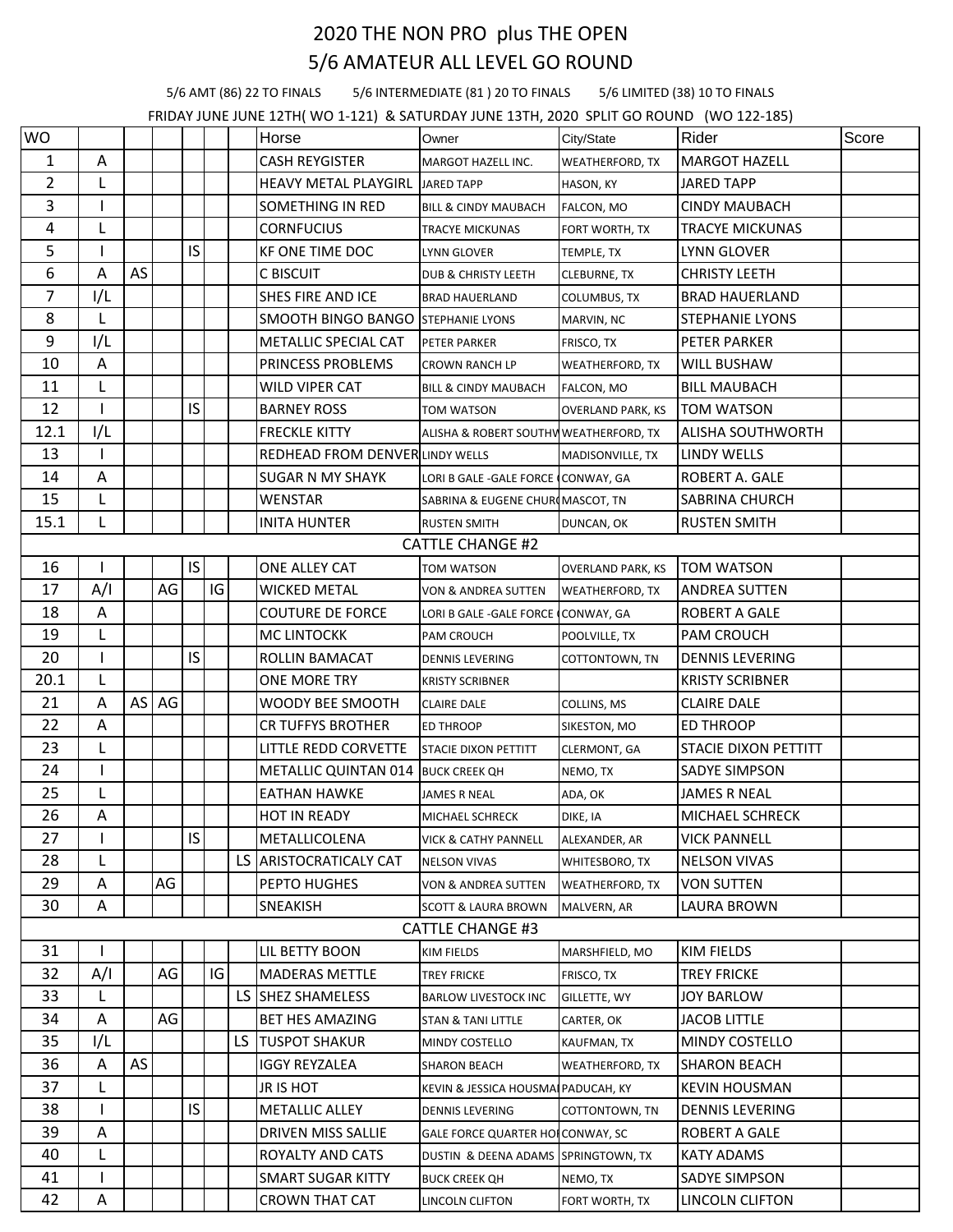# 2020 THE NON PRO plus THE OPEN

## 5/6 AMATEUR ALL LEVEL GO ROUND

5/6 AMT (86) 22 TO FINALS 5/6 INTERMEDIATE (81 ) 20 TO FINALS 5/6 LIMITED (38) 10 TO FINALS

FRIDAY JUNE JUNE 12TH( WO 1-121) & SATURDAY JUNE 13TH, 2020 SPLIT GO ROUND (WO 122-185)

| WO | | | | | | | Horse | Owner | City/State | Rider | Score |
|---|---|---|---|---|---|---|---|---|---|---|---|
| 1 | A | | | | | | CASH REYGISTER | MARGOT HAZELL INC. | WEATHERFORD, TX | MARGOT HAZELL | |
| 2 | L | | | | | | HEAVY METAL PLAYGIRL | JARED TAPP | HASON, KY | JARED TAPP | |
| 3 | I | | | | | | SOMETHING IN RED | BILL & CINDY MAUBACH | FALCON, MO | CINDY MAUBACH | |
| 4 | L | | | | | | CORNFUCIUS | TRACYE MICKUNAS | FORT WORTH, TX | TRACYE MICKUNAS | |
| 5 | I | | | IS | | | KF ONE TIME DOC | LYNN GLOVER | TEMPLE, TX | LYNN GLOVER | |
| 6 | A | AS | | | | | C BISCUIT | DUB & CHRISTY LEETH | CLEBURNE, TX | CHRISTY LEETH | |
| 7 | I/L | | | | | | SHES FIRE AND ICE | BRAD HAUERLAND | COLUMBUS, TX | BRAD HAUERLAND | |
| 8 | L | | | | | | SMOOTH BINGO BANGO | STEPHANIE LYONS | MARVIN, NC | STEPHANIE LYONS | |
| 9 | I/L | | | | | | METALLIC SPECIAL CAT | PETER PARKER | FRISCO, TX | PETER PARKER | |
| 10 | A | | | | | | PRINCESS PROBLEMS | CROWN RANCH LP | WEATHERFORD, TX | WILL BUSHAW | |
| 11 | L | | | | | | WILD VIPER CAT | BILL & CINDY MAUBACH | FALCON, MO | BILL MAUBACH | |
| 12 | I | | | IS | | | BARNEY ROSS | TOM WATSON | OVERLAND PARK, KS | TOM WATSON | |
| 12.1 | I/L | | | | | | FRECKLE KITTY | ALISHA & ROBERT SOUTHW | WEATHERFORD, TX | ALISHA SOUTHWORTH | |
| 13 | I | | | | | | REDHEAD FROM DENVER | LINDY WELLS | MADISONVILLE, TX | LINDY WELLS | |
| 14 | A | | | | | | SUGAR N MY SHAYK | LORI B GALE -GALE FORCE ( | CONWAY, GA | ROBERT A. GALE | |
| 15 | L | | | | | | WENSTAR | SABRINA & EUGENE CHUR( | MASCOT, TN | SABRINA CHURCH | |
| 15.1 | L | | | | | | INITA HUNTER | RUSTEN SMITH | DUNCAN, OK | RUSTEN SMITH | |
| | | | | | | | CATTLE CHANGE #2 | | | | |
| 16 | I | | | IS | | | ONE ALLEY CAT | TOM WATSON | OVERLAND PARK, KS | TOM WATSON | |
| 17 | A/I | | AG | | IG | | WICKED METAL | VON & ANDREA SUTTEN | WEATHERFORD, TX | ANDREA SUTTEN | |
| 18 | A | | | | | | COUTURE DE FORCE | LORI B GALE -GALE FORCE ( | CONWAY, GA | ROBERT A GALE | |
| 19 | L | | | | | | MC LINTOCKK | PAM CROUCH | POOLVILLE, TX | PAM CROUCH | |
| 20 | I | | | IS | | | ROLLIN BAMACAT | DENNIS LEVERING | COTTONTOWN, TN | DENNIS LEVERING | |
| 20.1 | L | | | | | | ONE MORE TRY | KRISTY SCRIBNER | | KRISTY SCRIBNER | |
| 21 | A | AS | AG | | | | WOODY BEE SMOOTH | CLAIRE DALE | COLLINS, MS | CLAIRE DALE | |
| 22 | A | | | | | | CR TUFFYS BROTHER | ED THROOP | SIKESTON, MO | ED THROOP | |
| 23 | L | | | | | | LITTLE REDD CORVETTE | STACIE DIXON PETTITT | CLERMONT, GA | STACIE DIXON PETTITT | |
| 24 | I | | | | | | METALLIC QUINTAN 014 | BUCK CREEK QH | NEMO, TX | SADYE SIMPSON | |
| 25 | L | | | | | | EATHAN HAWKE | JAMES R NEAL | ADA, OK | JAMES R NEAL | |
| 26 | A | | | | | | HOT IN READY | MICHAEL SCHRECK | DIKE, IA | MICHAEL SCHRECK | |
| 27 | I | | | IS | | | METALLICOLENA | VICK & CATHY PANNELL | ALEXANDER, AR | VICK PANNELL | |
| 28 | L | | | | | LS | ARISTOCRATICALY CAT | NELSON VIVAS | WHITESBORO, TX | NELSON VIVAS | |
| 29 | A | | AG | | | | PEPTO HUGHES | VON & ANDREA SUTTEN | WEATHERFORD, TX | VON SUTTEN | |
| 30 | A | | | | | | SNEAKISH | SCOTT & LAURA BROWN | MALVERN, AR | LAURA BROWN | |
| | | | | | | | CATTLE CHANGE #3 | | | | |
| 31 | I | | | | | | LIL BETTY BOON | KIM FIELDS | MARSHFIELD, MO | KIM FIELDS | |
| 32 | A/I | | AG | | IG | | MADERAS METTLE | TREY FRICKE | FRISCO, TX | TREY FRICKE | |
| 33 | L | | | | | LS | SHEZ SHAMELESS | BARLOW LIVESTOCK INC | GILLETTE, WY | JOY BARLOW | |
| 34 | A | | AG | | | | BET HES AMAZING | STAN & TANI LITTLE | CARTER, OK | JACOB LITTLE | |
| 35 | I/L | | | | | LS | TUSPOT SHAKUR | MINDY COSTELLO | KAUFMAN, TX | MINDY COSTELLO | |
| 36 | A | AS | | | | | IGGY REYZALEA | SHARON BEACH | WEATHERFORD, TX | SHARON BEACH | |
| 37 | L | | | | | | JR IS HOT | KEVIN & JESSICA HOUSMA | PADUCAH, KY | KEVIN HOUSMAN | |
| 38 | I | | | IS | | | METALLIC ALLEY | DENNIS LEVERING | COTTONTOWN, TN | DENNIS LEVERING | |
| 39 | A | | | | | | DRIVEN MISS SALLIE | GALE FORCE QUARTER HO | CONWAY, SC | ROBERT A GALE | |
| 40 | L | | | | | | ROYALTY AND CATS | DUSTIN & DEENA ADAMS | SPRINGTOWN, TX | KATY ADAMS | |
| 41 | I | | | | | | SMART SUGAR KITTY | BUCK CREEK QH | NEMO, TX | SADYE SIMPSON | |
| 42 | A | | | | | | CROWN THAT CAT | LINCOLN CLIFTON | FORT WORTH, TX | LINCOLN CLIFTON | |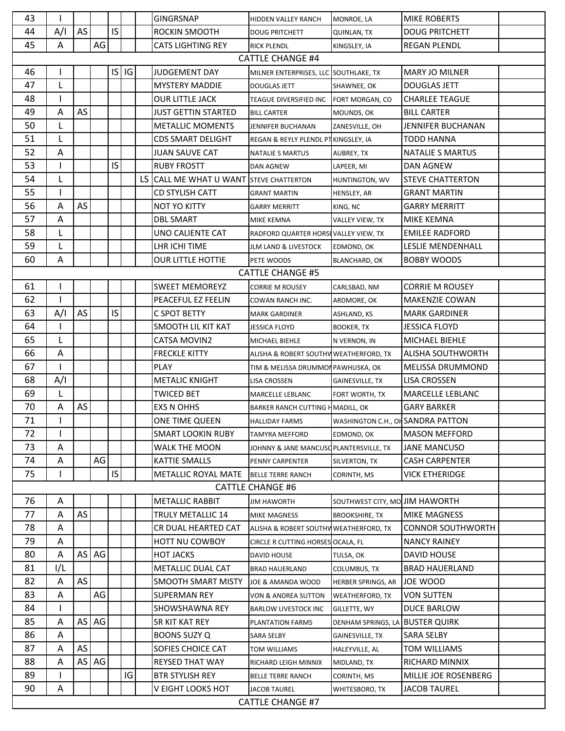| | | | | | | | | | | | |
|---|---|---|---|---|---|---|---|---|---|---|---|
| 43 | I | | | | | | GINGRSNAP | HIDDEN VALLEY RANCH | MONROE, LA | MIKE ROBERTS | |
| 44 | A/I | AS | | IS | | | ROCKIN SMOOTH | DOUG PRITCHETT | QUINLAN, TX | DOUG PRITCHETT | |
| 45 | A | | AG | | | | CATS LIGHTING REY | RICK PLENDL | KINGSLEY, IA | REGAN PLENDL | |
| CATTLE CHANGE #4 | | | | | | | | | | | |
| 46 | I | | | IS | IG | | JUDGEMENT DAY | MILNER ENTERPRISES, LLC | SOUTHLAKE, TX | MARY JO MILNER | |
| 47 | L | | | | | | MYSTERY MADDIE | DOUGLAS JETT | SHAWNEE, OK | DOUGLAS JETT | |
| 48 | I | | | | | | OUR LITTLE JACK | TEAGUE DIVERSIFIED INC | FORT MORGAN, CO | CHARLEE TEAGUE | |
| 49 | A | AS | | | | | JUST GETTIN STARTED | BILL CARTER | MOUNDS, OK | BILL CARTER | |
| 50 | L | | | | | | METALLIC MOMENTS | JENNIFER BUCHANAN | ZANESVILLE, OH | JENNIFER BUCHANAN | |
| 51 | L | | | | | | CDS SMART DELIGHT | REGAN & REYLY PLENDL PT | KINGSLEY, IA | TODD HANNA | |
| 52 | A | | | | | | JUAN SAUVE CAT | NATALIE S MARTUS | AUBREY, TX | NATALIE S MARTUS | |
| 53 | I | | | IS | | | RUBY FROSTT | DAN AGNEW | LAPEER, MI | DAN AGNEW | |
| 54 | L | | | | | LS | CALL ME WHAT U WANT | STEVE CHATTERTON | HUNTINGTON, WV | STEVE CHATTERTON | |
| 55 | I | | | | | | CD STYLISH CATT | GRANT MARTIN | HENSLEY, AR | GRANT MARTIN | |
| 56 | A | AS | | | | | NOT YO KITTY | GARRY MERRITT | KING, NC | GARRY MERRITT | |
| 57 | A | | | | | | DBL SMART | MIKE KEMNA | VALLEY VIEW, TX | MIKE KEMNA | |
| 58 | L | | | | | | UNO CALIENTE CAT | RADFORD QUARTER HORSE | VALLEY VIEW, TX | EMILEE RADFORD | |
| 59 | L | | | | | | LHR ICHI TIME | JLM LAND & LIVESTOCK | EDMOND, OK | LESLIE MENDENHALL | |
| 60 | A | | | | | | OUR LITTLE HOTTIE | PETE WOODS | BLANCHARD, OK | BOBBY WOODS | |
| CATTLE CHANGE #5 | | | | | | | | | | | |
| 61 | I | | | | | | SWEET MEMOREYZ | CORRIE M ROUSEY | CARLSBAD, NM | CORRIE M ROUSEY | |
| 62 | I | | | | | | PEACEFUL EZ FEELIN | COWAN RANCH INC. | ARDMORE, OK | MAKENZIE COWAN | |
| 63 | A/I | AS | | IS | | | C SPOT BETTY | MARK GARDINER | ASHLAND, KS | MARK GARDINER | |
| 64 | I | | | | | | SMOOTH LIL KIT KAT | JESSICA FLOYD | BOOKER, TX | JESSICA FLOYD | |
| 65 | L | | | | | | CATSA MOVIN2 | MICHAEL BIEHLE | N VERNON, IN | MICHAEL BIEHLE | |
| 66 | A | | | | | | FRECKLE KITTY | ALISHA & ROBERT SOUTHW | WEATHERFORD, TX | ALISHA SOUTHWORTH | |
| 67 | I | | | | | | PLAY | TIM & MELISSA DRUMMON | PAWHUSKA, OK | MELISSA DRUMMOND | |
| 68 | A/I | | | | | | METALIC KNIGHT | LISA CROSSEN | GAINESVILLE, TX | LISA CROSSEN | |
| 69 | L | | | | | | TWICED BET | MARCELLE LEBLANC | FORT WORTH, TX | MARCELLE LEBLANC | |
| 70 | A | AS | | | | | EXS N OHHS | BARKER RANCH CUTTING H | MADILL, OK | GARY BARKER | |
| 71 | I | | | | | | ONE TIME QUEEN | HALLIDAY FARMS | WASHINGTON C.H., OH | SANDRA PATTON | |
| 72 | I | | | | | | SMART LOOKIN RUBY | TAMYRA MEFFORD | EDMOND, OK | MASON MEFFORD | |
| 73 | A | | | | | | WALK THE MOON | JOHNNY & JANE MANCUSO | PLANTERSVILLE, TX | JANE MANCUSO | |
| 74 | A | | AG | | | | KATTIE SMALLS | PENNY CARPENTER | SILVERTON, TX | CASH CARPENTER | |
| 75 | I | | | IS | | | METALLIC ROYAL MATE | BELLE TERRE RANCH | CORINTH, MS | VICK ETHERIDGE | |
| CATTLE CHANGE #6 | | | | | | | | | | | |
| 76 | A | | | | | | METALLIC RABBIT | JIM HAWORTH | SOUTHWEST CITY, MO | JIM HAWORTH | |
| 77 | A | AS | | | | | TRULY METALLIC 14 | MIKE MAGNESS | BROOKSHIRE, TX | MIKE MAGNESS | |
| 78 | A | | | | | | CR DUAL HEARTED CAT | ALISHA & ROBERT SOUTHW | WEATHERFORD, TX | CONNOR SOUTHWORTH | |
| 79 | A | | | | | | HOTT NU COWBOY | CIRCLE R CUTTING HORSES | OCALA, FL | NANCY RAINEY | |
| 80 | A | AS | AG | | | | HOT JACKS | DAVID HOUSE | TULSA, OK | DAVID HOUSE | |
| 81 | I/L | | | | | | METALLIC DUAL CAT | BRAD HAUERLAND | COLUMBUS, TX | BRAD HAUERLAND | |
| 82 | A | AS | | | | | SMOOTH SMART MISTY | JOE & AMANDA WOOD | HERBER SPRINGS, AR | JOE WOOD | |
| 83 | A | | AG | | | | SUPERMAN REY | VON & ANDREA SUTTON | WEATHERFORD, TX | VON SUTTEN | |
| 84 | I | | | | | | SHOWSHAWNA REY | BARLOW LIVESTOCK INC | GILLETTE, WY | DUCE BARLOW | |
| 85 | A | AS | AG | | | | SR KIT KAT REY | PLANTATION FARMS | DENHAM SPRINGS, LA | BUSTER QUIRK | |
| 86 | A | | | | | | BOONS SUZY Q | SARA SELBY | GAINESVILLE, TX | SARA SELBY | |
| 87 | A | AS | | | | | SOFIES CHOICE CAT | TOM WILLIAMS | HALEYVILLE, AL | TOM WILLIAMS | |
| 88 | A | AS | AG | | | | REYSED THAT WAY | RICHARD LEIGH MINNIX | MIDLAND, TX | RICHARD MINNIX | |
| 89 | I | | | | IG | | BTR STYLISH REY | BELLE TERRE RANCH | CORINTH, MS | MILLIE JOE ROSENBERG | |
| 90 | A | | | | | | V EIGHT LOOKS HOT | JACOB TAUREL | WHITESBORO, TX | JACOB TAUREL | |
| CATTLE CHANGE #7 | | | | | | | | | | | |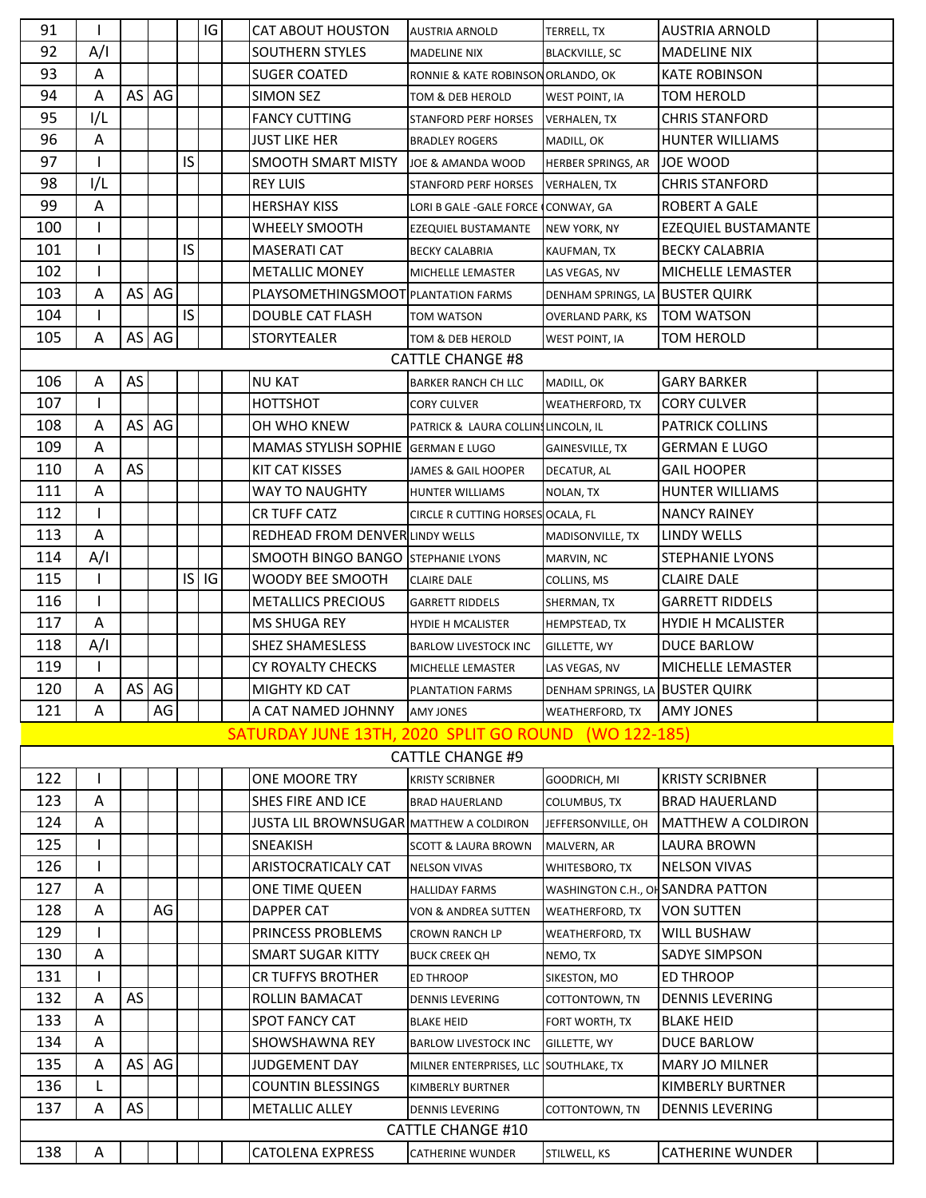| | | | | | | | | | | | |
|---|---|---|---|---|---|---|---|---|---|---|---|
| 91 | I | | | | IG | | CAT ABOUT HOUSTON | AUSTRIA ARNOLD | TERRELL, TX | AUSTRIA ARNOLD | |
| 92 | A/I | | | | | | SOUTHERN STYLES | MADELINE NIX | BLACKVILLE, SC | MADELINE NIX | |
| 93 | A | | | | | | SUGER COATED | RONNIE & KATE ROBINSON | ORLANDO, OK | KATE ROBINSON | |
| 94 | A | AS | AG | | | | SIMON SEZ | TOM & DEB HEROLD | WEST POINT, IA | TOM HEROLD | |
| 95 | I/L | | | | | | FANCY CUTTING | STANFORD PERF HORSES | VERHALEN, TX | CHRIS STANFORD | |
| 96 | A | | | | | | JUST LIKE HER | BRADLEY ROGERS | MADILL, OK | HUNTER WILLIAMS | |
| 97 | I | | | IS | | | SMOOTH SMART MISTY | JOE & AMANDA WOOD | HERBER SPRINGS, AR | JOE WOOD | |
| 98 | I/L | | | | | | REY LUIS | STANFORD PERF HORSES | VERHALEN, TX | CHRIS STANFORD | |
| 99 | A | | | | | | HERSHAY KISS | LORI B GALE -GALE FORCE | CONWAY, GA | ROBERT A GALE | |
| 100 | I | | | | | | WHEELY SMOOTH | EZEQUIEL BUSTAMANTE | NEW YORK, NY | EZEQUIEL BUSTAMANTE | |
| 101 | I | | | IS | | | MASERATI CAT | BECKY CALABRIA | KAUFMAN, TX | BECKY CALABRIA | |
| 102 | I | | | | | | METALLIC MONEY | MICHELLE LEMASTER | LAS VEGAS, NV | MICHELLE LEMASTER | |
| 103 | A | AS | AG | | | | PLAYSOMETHINGSMOOT | PLANTATION FARMS | DENHAM SPRINGS, LA | BUSTER QUIRK | |
| 104 | I | | | IS | | | DOUBLE CAT FLASH | TOM WATSON | OVERLAND PARK, KS | TOM WATSON | |
| 105 | A | AS | AG | | | | STORYTEALER | TOM & DEB HEROLD | WEST POINT, IA | TOM HEROLD | |
| CATTLE CHANGE #8 | | | | | | | | | | | |
| 106 | A | AS | | | | | NU KAT | BARKER RANCH CH LLC | MADILL, OK | GARY BARKER | |
| 107 | I | | | | | | HOTTSHOT | CORY CULVER | WEATHERFORD, TX | CORY CULVER | |
| 108 | A | AS | AG | | | | OH WHO KNEW | PATRICK & LAURA COLLINS | LINCOLN, IL | PATRICK COLLINS | |
| 109 | A | | | | | | MAMAS STYLISH SOPHIE | GERMAN E LUGO | GAINESVILLE, TX | GERMAN E LUGO | |
| 110 | A | AS | | | | | KIT CAT KISSES | JAMES & GAIL HOOPER | DECATUR, AL | GAIL HOOPER | |
| 111 | A | | | | | | WAY TO NAUGHTY | HUNTER WILLIAMS | NOLAN, TX | HUNTER WILLIAMS | |
| 112 | I | | | | | | CR TUFF CATZ | CIRCLE R CUTTING HORSES | OCALA, FL | NANCY RAINEY | |
| 113 | A | | | | | | REDHEAD FROM DENVER | LINDY WELLS | MADISONVILLE, TX | LINDY WELLS | |
| 114 | A/I | | | | | | SMOOTH BINGO BANGO | STEPHANIE LYONS | MARVIN, NC | STEPHANIE LYONS | |
| 115 | I | | | IS | IG | | WOODY BEE SMOOTH | CLAIRE DALE | COLLINS, MS | CLAIRE DALE | |
| 116 | I | | | | | | METALLICS PRECIOUS | GARRETT RIDDELS | SHERMAN, TX | GARRETT RIDDELS | |
| 117 | A | | | | | | MS SHUGA REY | HYDIE H MCALISTER | HEMPSTEAD, TX | HYDIE H MCALISTER | |
| 118 | A/I | | | | | | SHEZ SHAMESLESS | BARLOW LIVESTOCK INC | GILLETTE, WY | DUCE BARLOW | |
| 119 | I | | | | | | CY ROYALTY CHECKS | MICHELLE LEMASTER | LAS VEGAS, NV | MICHELLE LEMASTER | |
| 120 | A | AS | AG | | | | MIGHTY KD CAT | PLANTATION FARMS | DENHAM SPRINGS, LA | BUSTER QUIRK | |
| 121 | A | | AG | | | | A CAT NAMED JOHNNY | AMY JONES | WEATHERFORD, TX | AMY JONES | |
| SATURDAY JUNE 13TH, 2020 SPLIT GO ROUND (WO 122-185) | | | | | | | | | | | |
| CATTLE CHANGE #9 | | | | | | | | | | | |
| 122 | I | | | | | | ONE MOORE TRY | KRISTY SCRIBNER | GOODRICH, MI | KRISTY SCRIBNER | |
| 123 | A | | | | | | SHES FIRE AND ICE | BRAD HAUERLAND | COLUMBUS, TX | BRAD HAUERLAND | |
| 124 | A | | | | | | JUSTA LIL BROWNSUGAR | MATTHEW A COLDIRON | JEFFERSONVILLE, OH | MATTHEW A COLDIRON | |
| 125 | I | | | | | | SNEAKISH | SCOTT & LAURA BROWN | MALVERN, AR | LAURA BROWN | |
| 126 | I | | | | | | ARISTOCRATICALY CAT | NELSON VIVAS | WHITESBORO, TX | NELSON VIVAS | |
| 127 | A | | | | | | ONE TIME QUEEN | HALLIDAY FARMS | WASHINGTON C.H., OH | SANDRA PATTON | |
| 128 | A | | AG | | | | DAPPER CAT | VON & ANDREA SUTTEN | WEATHERFORD, TX | VON SUTTEN | |
| 129 | I | | | | | | PRINCESS PROBLEMS | CROWN RANCH LP | WEATHERFORD, TX | WILL BUSHAW | |
| 130 | A | | | | | | SMART SUGAR KITTY | BUCK CREEK QH | NEMO, TX | SADYE SIMPSON | |
| 131 | I | | | | | | CR TUFFYS BROTHER | ED THROOP | SIKESTON, MO | ED THROOP | |
| 132 | A | AS | | | | | ROLLIN BAMACAT | DENNIS LEVERING | COTTONTOWN, TN | DENNIS LEVERING | |
| 133 | A | | | | | | SPOT FANCY CAT | BLAKE HEID | FORT WORTH, TX | BLAKE HEID | |
| 134 | A | | | | | | SHOWSHAWNA REY | BARLOW LIVESTOCK INC | GILLETTE, WY | DUCE BARLOW | |
| 135 | A | AS | AG | | | | JUDGEMENT DAY | MILNER ENTERPRISES, LLC | SOUTHLAKE, TX | MARY JO MILNER | |
| 136 | L | | | | | | COUNTIN BLESSINGS | KIMBERLY BURTNER | | KIMBERLY BURTNER | |
| 137 | A | AS | | | | | METALLIC ALLEY | DENNIS LEVERING | COTTONTOWN, TN | DENNIS LEVERING | |
| CATTLE CHANGE #10 | | | | | | | | | | | |
| 138 | A | | | | | | CATOLENA EXPRESS | CATHERINE WUNDER | STILWELL, KS | CATHERINE WUNDER | |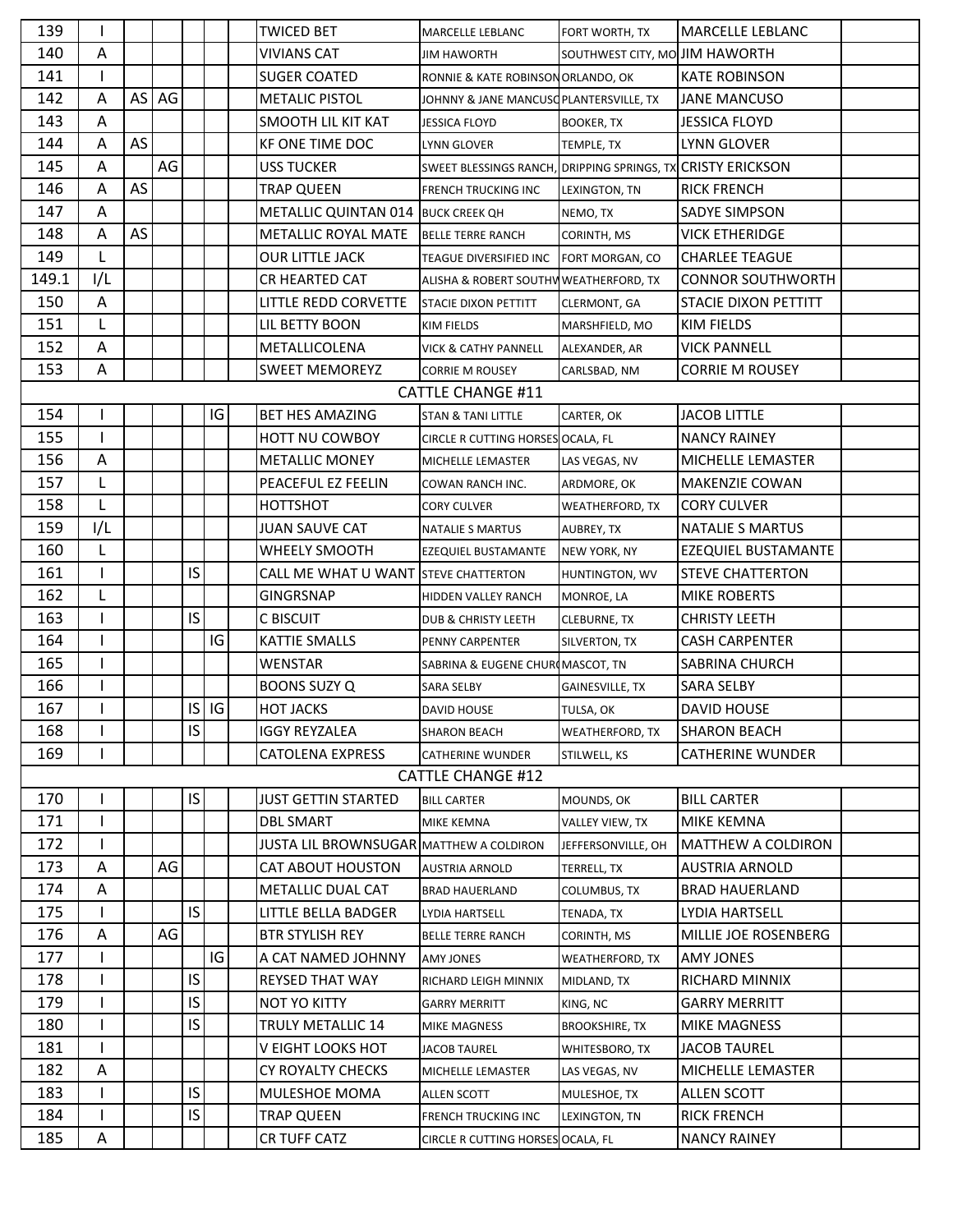| | | | | | | | | | | | |
|---|---|---|---|---|---|---|---|---|---|---|---|
| 139 | I | | | | | | TWICED BET | MARCELLE LEBLANC | FORT WORTH, TX | MARCELLE LEBLANC | |
| 140 | A | | | | | | VIVIANS CAT | JIM HAWORTH | SOUTHWEST CITY, MO | JIM HAWORTH | |
| 141 | I | | | | | | SUGER COATED | RONNIE & KATE ROBINSON | ORLANDO, OK | KATE ROBINSON | |
| 142 | A | AS | AG | | | | METALIC PISTOL | JOHNNY & JANE MANCUSO | PLANTERSVILLE, TX | JANE MANCUSO | |
| 143 | A | | | | | | SMOOTH LIL KIT KAT | JESSICA FLOYD | BOOKER, TX | JESSICA FLOYD | |
| 144 | A | AS | | | | | KF ONE TIME DOC | LYNN GLOVER | TEMPLE, TX | LYNN GLOVER | |
| 145 | A | | AG | | | | USS TUCKER | SWEET BLESSINGS RANCH, | DRIPPING SPRINGS, TX | CRISTY ERICKSON | |
| 146 | A | AS | | | | | TRAP QUEEN | FRENCH TRUCKING INC | LEXINGTON, TN | RICK FRENCH | |
| 147 | A | | | | | | METALLIC QUINTAN 014 | BUCK CREEK QH | NEMO, TX | SADYE SIMPSON | |
| 148 | A | AS | | | | | METALLIC ROYAL MATE | BELLE TERRE RANCH | CORINTH, MS | VICK ETHERIDGE | |
| 149 | L | | | | | | OUR LITTLE JACK | TEAGUE DIVERSIFIED INC | FORT MORGAN, CO | CHARLEE TEAGUE | |
| 149.1 | I/L | | | | | | CR HEARTED CAT | ALISHA & ROBERT SOUTHW | WEATHERFORD, TX | CONNOR SOUTHWORTH | |
| 150 | A | | | | | | LITTLE REDD CORVETTE | STACIE DIXON PETTITT | CLERMONT, GA | STACIE DIXON PETTITT | |
| 151 | L | | | | | | LIL BETTY BOON | KIM FIELDS | MARSHFIELD, MO | KIM FIELDS | |
| 152 | A | | | | | | METALLICOLENA | VICK & CATHY PANNELL | ALEXANDER, AR | VICK PANNELL | |
| 153 | A | | | | | | SWEET MEMOREYZ | CORRIE M ROUSEY | CARLSBAD, NM | CORRIE M ROUSEY | |
| | | | | | | | CATTLE CHANGE #11 | | | | |
| 154 | I | | | | IG | | BET HES AMAZING | STAN & TANI LITTLE | CARTER, OK | JACOB LITTLE | |
| 155 | I | | | | | | HOTT NU COWBOY | CIRCLE R CUTTING HORSES | OCALA, FL | NANCY RAINEY | |
| 156 | A | | | | | | METALLIC MONEY | MICHELLE LEMASTER | LAS VEGAS, NV | MICHELLE LEMASTER | |
| 157 | L | | | | | | PEACEFUL EZ FEELIN | COWAN RANCH INC. | ARDMORE, OK | MAKENZIE COWAN | |
| 158 | L | | | | | | HOTTSHOT | CORY CULVER | WEATHERFORD, TX | CORY CULVER | |
| 159 | I/L | | | | | | JUAN SAUVE CAT | NATALIE S MARTUS | AUBREY, TX | NATALIE S MARTUS | |
| 160 | L | | | | | | WHEELY SMOOTH | EZEQUIEL BUSTAMANTE | NEW YORK, NY | EZEQUIEL BUSTAMANTE | |
| 161 | I | | | IS | | | CALL ME WHAT U WANT | STEVE CHATTERTON | HUNTINGTON, WV | STEVE CHATTERTON | |
| 162 | L | | | | | | GINGRSNAP | HIDDEN VALLEY RANCH | MONROE, LA | MIKE ROBERTS | |
| 163 | I | | | IS | | | C BISCUIT | DUB & CHRISTY LEETH | CLEBURNE, TX | CHRISTY LEETH | |
| 164 | I | | | | IG | | KATTIE SMALLS | PENNY CARPENTER | SILVERTON, TX | CASH CARPENTER | |
| 165 | I | | | | | | WENSTAR | SABRINA & EUGENE CHURC | MASCOT, TN | SABRINA CHURCH | |
| 166 | I | | | | | | BOONS SUZY Q | SARA SELBY | GAINESVILLE, TX | SARA SELBY | |
| 167 | I | | | IS | IG | | HOT JACKS | DAVID HOUSE | TULSA, OK | DAVID HOUSE | |
| 168 | I | | | IS | | | IGGY REYZALEA | SHARON BEACH | WEATHERFORD, TX | SHARON BEACH | |
| 169 | I | | | | | | CATOLENA EXPRESS | CATHERINE WUNDER | STILWELL, KS | CATHERINE WUNDER | |
| | | | | | | | CATTLE CHANGE #12 | | | | |
| 170 | I | | | IS | | | JUST GETTIN STARTED | BILL CARTER | MOUNDS, OK | BILL CARTER | |
| 171 | I | | | | | | DBL SMART | MIKE KEMNA | VALLEY VIEW, TX | MIKE KEMNA | |
| 172 | I | | | | | | JUSTA LIL BROWNSUGAR | MATTHEW A COLDIRON | JEFFERSONVILLE, OH | MATTHEW A COLDIRON | |
| 173 | A | | AG | | | | CAT ABOUT HOUSTON | AUSTRIA ARNOLD | TERRELL, TX | AUSTRIA ARNOLD | |
| 174 | A | | | | | | METALLIC DUAL CAT | BRAD HAUERLAND | COLUMBUS, TX | BRAD HAUERLAND | |
| 175 | I | | | IS | | | LITTLE BELLA BADGER | LYDIA HARTSELL | TENADA, TX | LYDIA HARTSELL | |
| 176 | A | | AG | | | | BTR STYLISH REY | BELLE TERRE RANCH | CORINTH, MS | MILLIE JOE ROSENBERG | |
| 177 | I | | | | IG | | A CAT NAMED JOHNNY | AMY JONES | WEATHERFORD, TX | AMY JONES | |
| 178 | I | | | IS | | | REYSED THAT WAY | RICHARD LEIGH MINNIX | MIDLAND, TX | RICHARD MINNIX | |
| 179 | I | | | IS | | | NOT YO KITTY | GARRY MERRITT | KING, NC | GARRY MERRITT | |
| 180 | I | | | IS | | | TRULY METALLIC 14 | MIKE MAGNESS | BROOKSHIRE, TX | MIKE MAGNESS | |
| 181 | I | | | | | | V EIGHT LOOKS HOT | JACOB TAUREL | WHITESBORO, TX | JACOB TAUREL | |
| 182 | A | | | | | | CY ROYALTY CHECKS | MICHELLE LEMASTER | LAS VEGAS, NV | MICHELLE LEMASTER | |
| 183 | I | | | IS | | | MULESHOE MOMA | ALLEN SCOTT | MULESHOE, TX | ALLEN SCOTT | |
| 184 | I | | | IS | | | TRAP QUEEN | FRENCH TRUCKING INC | LEXINGTON, TN | RICK FRENCH | |
| 185 | A | | | | | | CR TUFF CATZ | CIRCLE R CUTTING HORSES | OCALA, FL | NANCY RAINEY | |